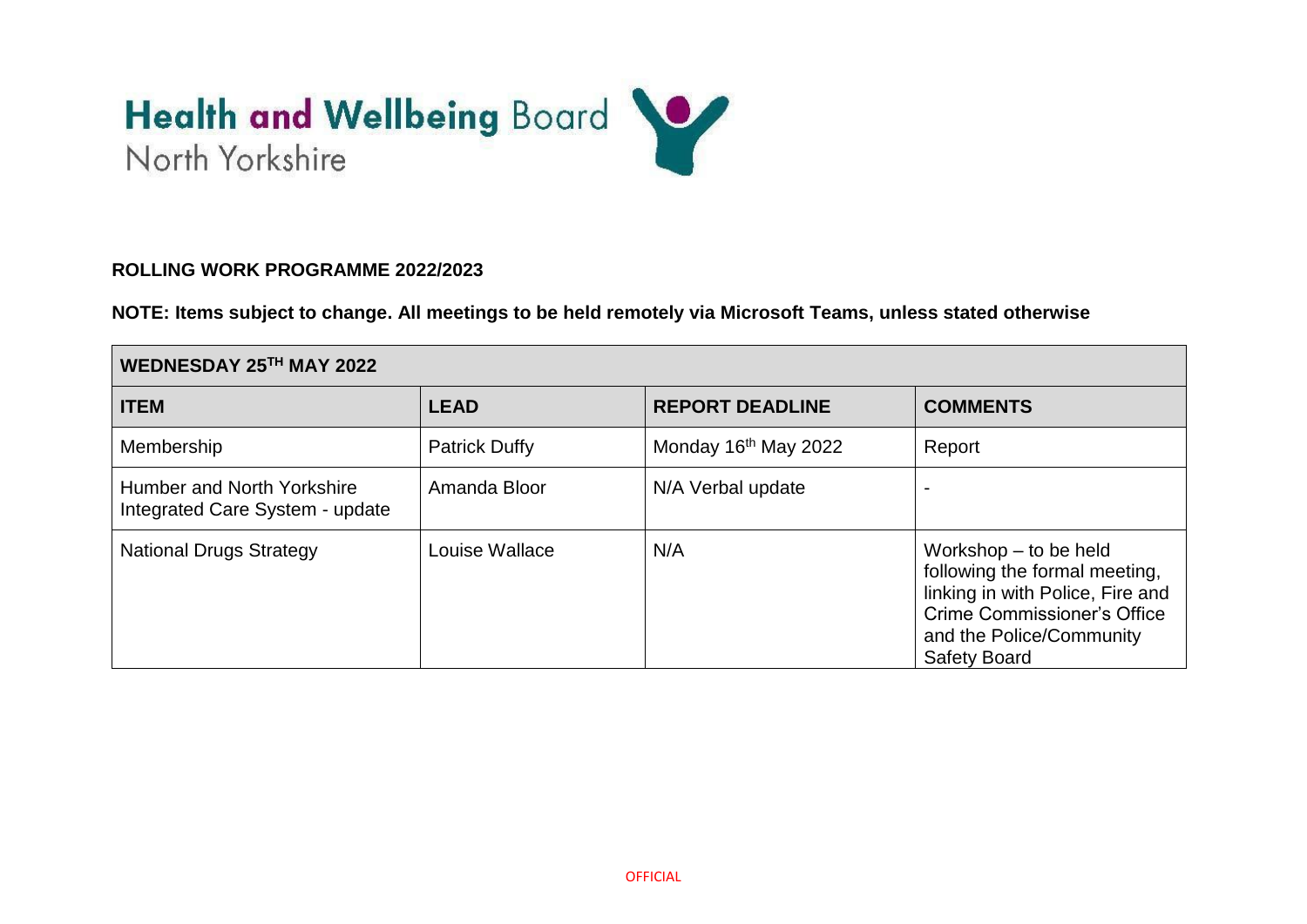# Health and Wellbeing Board
North Yorkshire

**ROLLING WORK PROGRAMME 2022/2023**

**NOTE: Items subject to change. All meetings to be held remotely via Microsoft Teams, unless stated otherwise**

| **WEDNESDAY 25TH MAY 2022** | | | |
|---|---|---|---|
| **ITEM** | **LEAD** | **REPORT DEADLINE** | **COMMENTS** |
| Membership | Patrick Duffy | Monday 16th May 2022 | Report |
| Humber and North Yorkshire Integrated Care System - update | Amanda Bloor | N/A Verbal update | - |
| National Drugs Strategy | Louise Wallace | N/A | Workshop – to be held following the formal meeting, linking in with Police, Fire and Crime Commissioner's Office and the Police/Community Safety Board |

OFFICIAL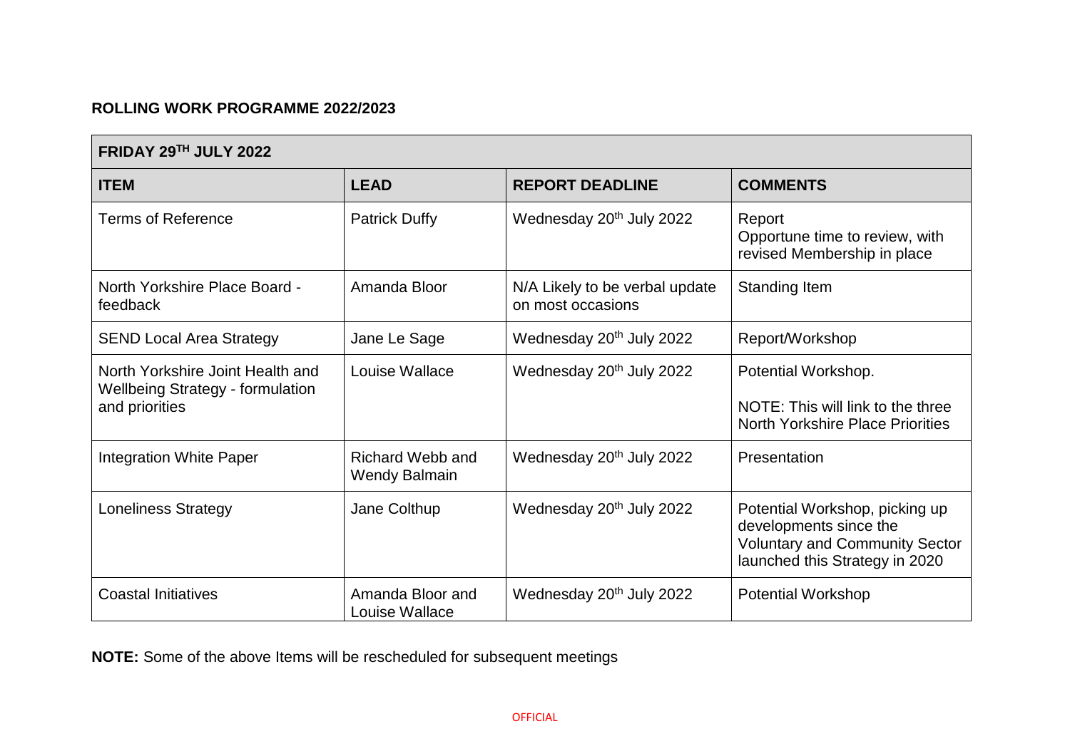**ROLLING WORK PROGRAMME 2022/2023**

| FRIDAY 29TH JULY 2022 | | | |
|---|---|---|---|
| **ITEM** | **LEAD** | **REPORT DEADLINE** | **COMMENTS** |
| Terms of Reference | Patrick Duffy | Wednesday 20th July 2022 | Report<br>Opportune time to review, with revised Membership in place |
| North Yorkshire Place Board - feedback | Amanda Bloor | N/A Likely to be verbal update on most occasions | Standing Item |
| SEND Local Area Strategy | Jane Le Sage | Wednesday 20th July 2022 | Report/Workshop |
| North Yorkshire Joint Health and Wellbeing Strategy - formulation and priorities | Louise Wallace | Wednesday 20th July 2022 | Potential Workshop.<br>NOTE: This will link to the three North Yorkshire Place Priorities |
| Integration White Paper | Richard Webb and Wendy Balmain | Wednesday 20th July 2022 | Presentation |
| Loneliness Strategy | Jane Colthup | Wednesday 20th July 2022 | Potential Workshop, picking up developments since the Voluntary and Community Sector launched this Strategy in 2020 |
| Coastal Initiatives | Amanda Bloor and Louise Wallace | Wednesday 20th July 2022 | Potential Workshop |

**NOTE:** Some of the above Items will be rescheduled for subsequent meetings

OFFICIAL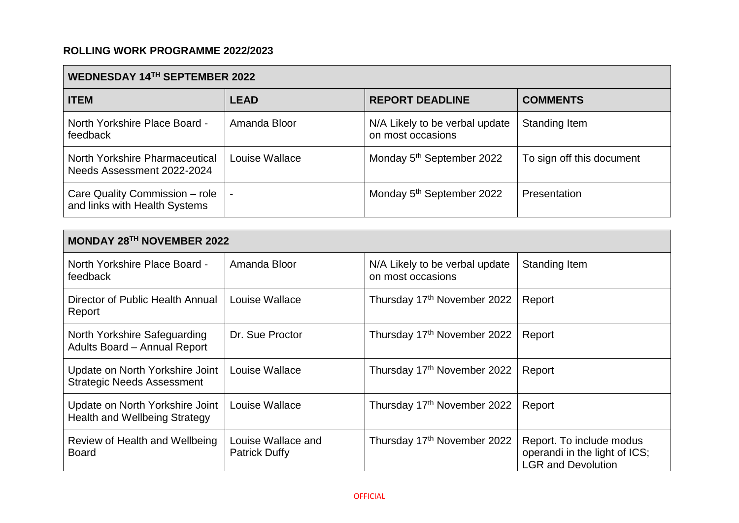**ROLLING WORK PROGRAMME 2022/2023**

| WEDNESDAY 14TH SEPTEMBER 2022 | | | |
|---|---|---|---|
| **ITEM** | **LEAD** | **REPORT DEADLINE** | **COMMENTS** |
| North Yorkshire Place Board - feedback | Amanda Bloor | N/A Likely to be verbal update on most occasions | Standing Item |
| North Yorkshire Pharmaceutical Needs Assessment 2022-2024 | Louise Wallace | Monday 5th September 2022 | To sign off this document |
| Care Quality Commission – role and links with Health Systems | - | Monday 5th September 2022 | Presentation |

| MONDAY 28TH NOVEMBER 2022 | | | |
|---|---|---|---|
| North Yorkshire Place Board - feedback | Amanda Bloor | N/A Likely to be verbal update on most occasions | Standing Item |
| Director of Public Health Annual Report | Louise Wallace | Thursday 17th November 2022 | Report |
| North Yorkshire Safeguarding Adults Board – Annual Report | Dr. Sue Proctor | Thursday 17th November 2022 | Report |
| Update on North Yorkshire Joint Strategic Needs Assessment | Louise Wallace | Thursday 17th November 2022 | Report |
| Update on North Yorkshire Joint Health and Wellbeing Strategy | Louise Wallace | Thursday 17th November 2022 | Report |
| Review of Health and Wellbeing Board | Louise Wallace and Patrick Duffy | Thursday 17th November 2022 | Report. To include modus operandi in the light of ICS; LGR and Devolution |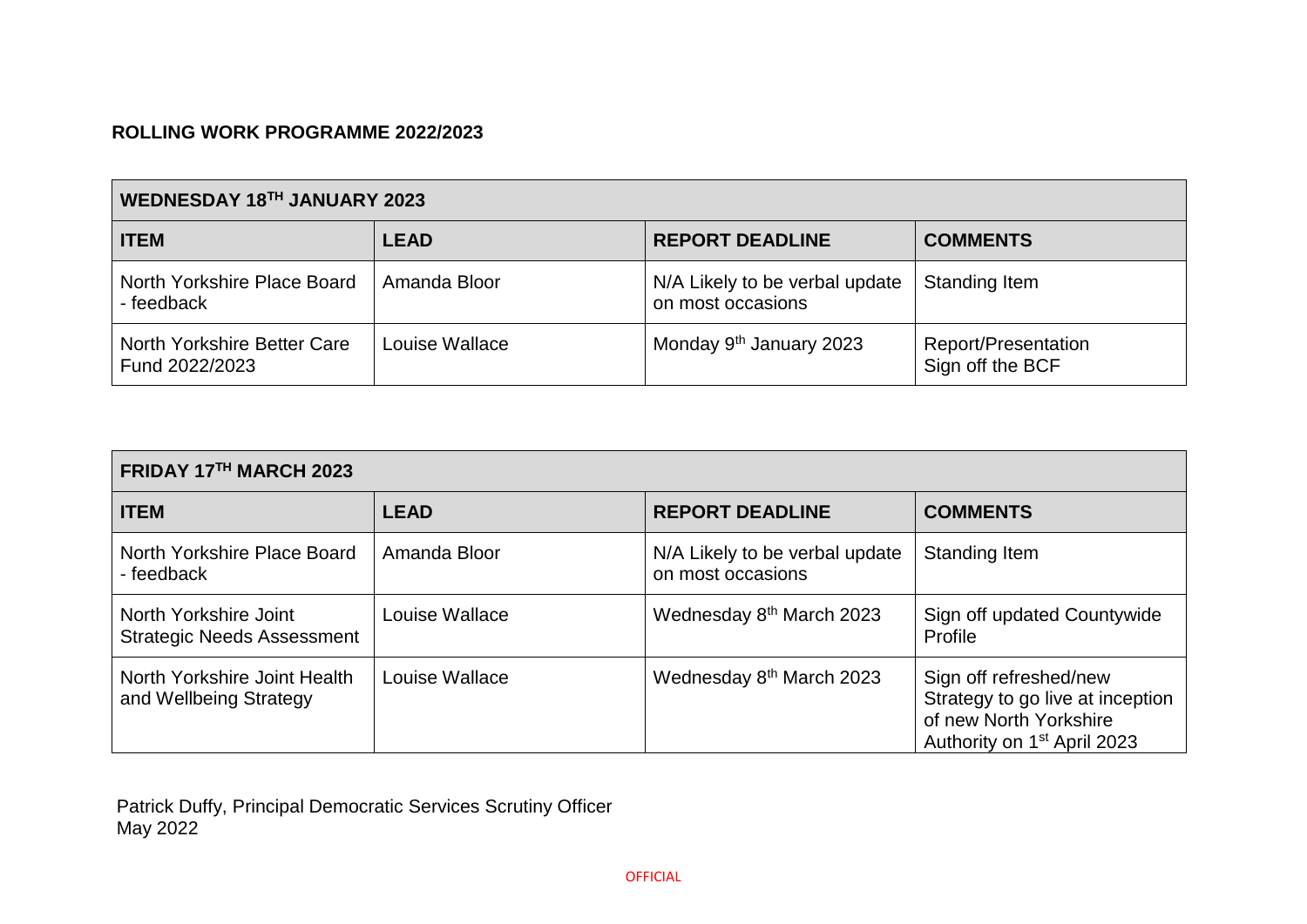**ROLLING WORK PROGRAMME 2022/2023**

| WEDNESDAY 18TH JANUARY 2023 | | | |
|---|---|---|---|
| **ITEM** | **LEAD** | **REPORT DEADLINE** | **COMMENTS** |
| North Yorkshire Place Board - feedback | Amanda Bloor | N/A Likely to be verbal update on most occasions | Standing Item |
| North Yorkshire Better Care Fund 2022/2023 | Louise Wallace | Monday 9th January 2023 | Report/Presentation Sign off the BCF |

| FRIDAY 17TH MARCH 2023 | | | |
|---|---|---|---|
| **ITEM** | **LEAD** | **REPORT DEADLINE** | **COMMENTS** |
| North Yorkshire Place Board - feedback | Amanda Bloor | N/A Likely to be verbal update on most occasions | Standing Item |
| North Yorkshire Joint Strategic Needs Assessment | Louise Wallace | Wednesday 8th March 2023 | Sign off updated Countywide Profile |
| North Yorkshire Joint Health and Wellbeing Strategy | Louise Wallace | Wednesday 8th March 2023 | Sign off refreshed/new Strategy to go live at inception of new North Yorkshire Authority on 1st April 2023 |

Patrick Duffy, Principal Democratic Services Scrutiny Officer
May 2022

OFFICIAL